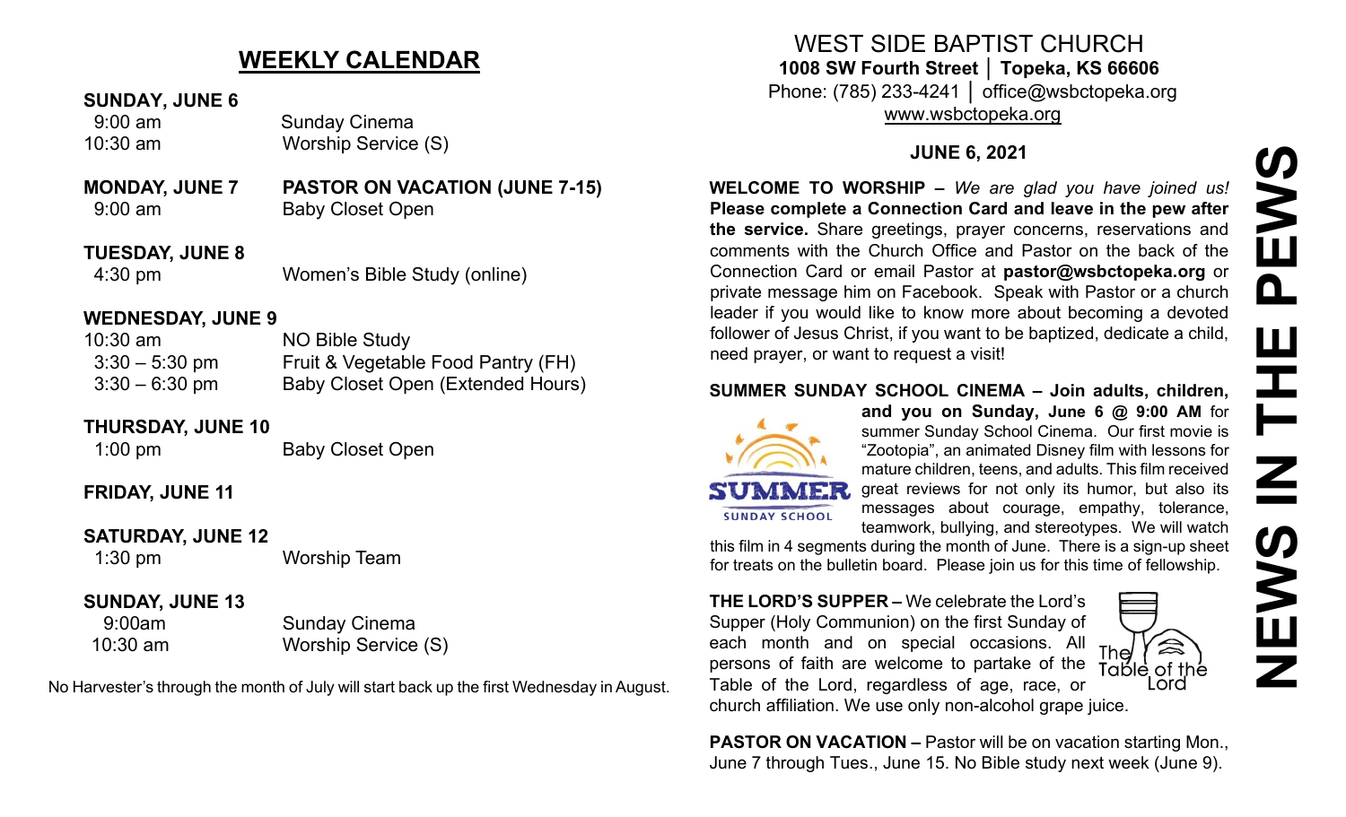## WEEKLY CALENDAR

**SUNDAY, JUNE 6**

| | |
|---|---|
| 9:00 am | Sunday Cinema |
| 10:30 am | Worship Service (S) |

**MONDAY, JUNE 7** — **PASTOR ON VACATION (JUNE 7-15)**

| | |
|---|---|
| 9:00 am | Baby Closet Open |

**TUESDAY, JUNE 8**

| | |
|---|---|
| 4:30 pm | Women's Bible Study (online) |

**WEDNESDAY, JUNE 9**

| | |
|---|---|
| 10:30 am | NO Bible Study |
| 3:30 – 5:30 pm | Fruit & Vegetable Food Pantry (FH) |
| 3:30 – 6:30 pm | Baby Closet Open (Extended Hours) |

**THURSDAY, JUNE 10**

| | |
|---|---|
| 1:00 pm | Baby Closet Open |

**FRIDAY, JUNE 11**

**SATURDAY, JUNE 12**

| | |
|---|---|
| 1:30 pm | Worship Team |

**SUNDAY, JUNE 13**

| | |
|---|---|
| 9:00am | Sunday Cinema |
| 10:30 am | Worship Service (S) |

No Harvester's through the month of July will start back up the first Wednesday in August.

# WEST SIDE BAPTIST CHURCH

**1008 SW Fourth Street │ Topeka, KS 66606**
Phone: (785) 233-4241 │ office@wsbctopeka.org
www.wsbctopeka.org

**JUNE 6, 2021**

# NEWS IN THE PEWS

**WELCOME TO WORSHIP –** *We are glad you have joined us!* **Please complete a Connection Card and leave in the pew after the service.** Share greetings, prayer concerns, reservations and comments with the Church Office and Pastor on the back of the Connection Card or email Pastor at **pastor@wsbctopeka.org** or private message him on Facebook. Speak with Pastor or a church leader if you would like to know more about becoming a devoted follower of Jesus Christ, if you want to be baptized, dedicate a child, need prayer, or want to request a visit!

**SUMMER SUNDAY SCHOOL CINEMA – Join adults, children, and you on Sunday, June 6 @ 9:00 AM** for summer Sunday School Cinema. Our first movie is "Zootopia", an animated Disney film with lessons for mature children, teens, and adults. This film received great reviews for not only its humor, but also its messages about courage, empathy, tolerance, teamwork, bullying, and stereotypes. We will watch this film in 4 segments during the month of June. There is a sign-up sheet for treats on the bulletin board. Please join us for this time of fellowship.

**THE LORD'S SUPPER –** We celebrate the Lord's Supper (Holy Communion) on the first Sunday of each month and on special occasions. All persons of faith are welcome to partake of the Table of the Lord, regardless of age, race, or church affiliation. We use only non-alcohol grape juice.

**PASTOR ON VACATION –** Pastor will be on vacation starting Mon., June 7 through Tues., June 15. No Bible study next week (June 9).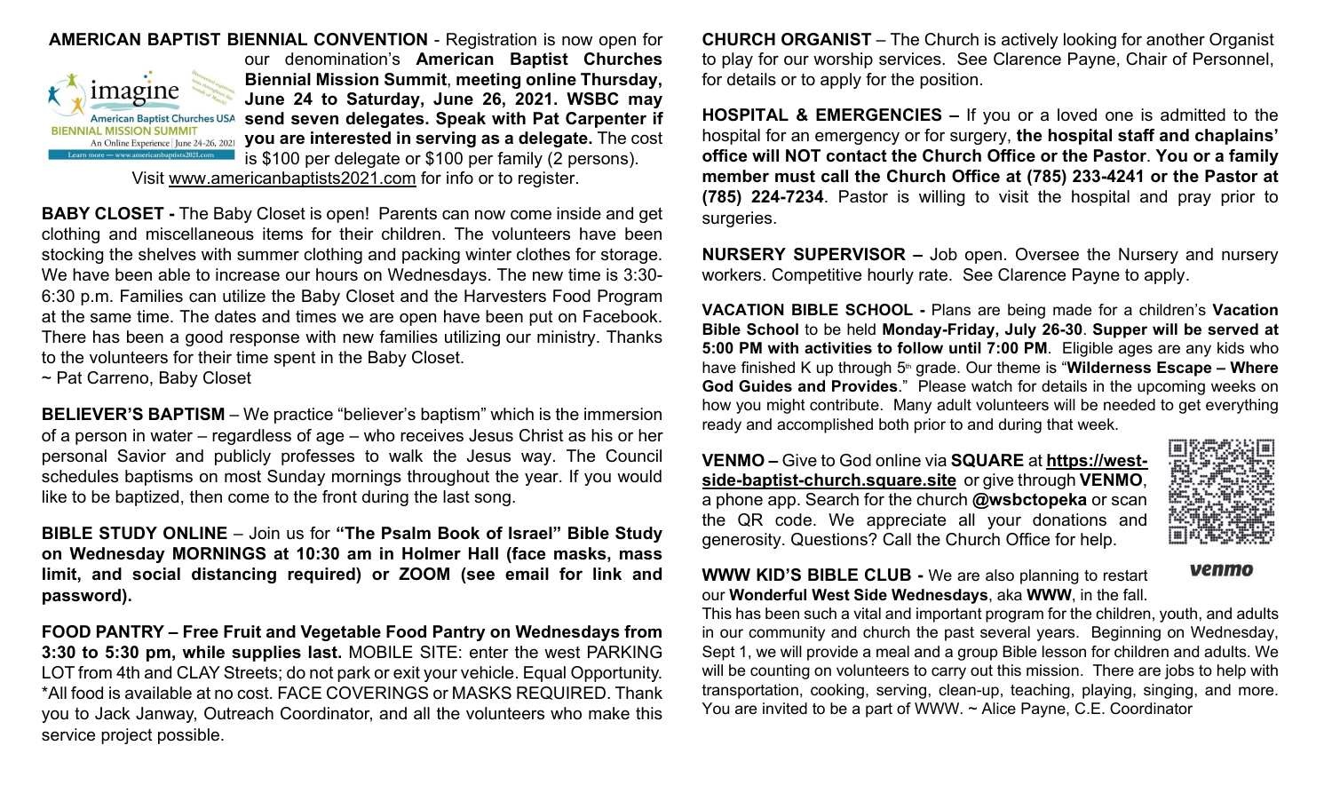**AMERICAN BAPTIST BIENNIAL CONVENTION** - Registration is now open for our denomination's **American Baptist Churches Biennial Mission Summit**, **meeting online Thursday, June 24 to Saturday, June 26, 2021. WSBC may send seven delegates. Speak with Pat Carpenter if you are interested in serving as a delegate.** The cost is $100 per delegate or $100 per family (2 persons). Visit www.americanbaptists2021.com for info or to register.

**BABY CLOSET -** The Baby Closet is open! Parents can now come inside and get clothing and miscellaneous items for their children. The volunteers have been stocking the shelves with summer clothing and packing winter clothes for storage. We have been able to increase our hours on Wednesdays. The new time is 3:30-6:30 p.m. Families can utilize the Baby Closet and the Harvesters Food Program at the same time. The dates and times we are open have been put on Facebook. There has been a good response with new families utilizing our ministry. Thanks to the volunteers for their time spent in the Baby Closet.
~ Pat Carreno, Baby Closet

**BELIEVER'S BAPTISM** – We practice "believer's baptism" which is the immersion of a person in water – regardless of age – who receives Jesus Christ as his or her personal Savior and publicly professes to walk the Jesus way. The Council schedules baptisms on most Sunday mornings throughout the year. If you would like to be baptized, then come to the front during the last song.

**BIBLE STUDY ONLINE** – Join us for **"The Psalm Book of Israel" Bible Study on Wednesday MORNINGS at 10:30 am in Holmer Hall (face masks, mass limit, and social distancing required) or ZOOM (see email for link and password).**

**FOOD PANTRY – Free Fruit and Vegetable Food Pantry on Wednesdays from 3:30 to 5:30 pm, while supplies last.** MOBILE SITE: enter the west PARKING LOT from 4th and CLAY Streets; do not park or exit your vehicle. Equal Opportunity. *All food is available at no cost. FACE COVERINGS or MASKS REQUIRED. Thank you to Jack Janway, Outreach Coordinator, and all the volunteers who make this service project possible.

**CHURCH ORGANIST** – The Church is actively looking for another Organist to play for our worship services. See Clarence Payne, Chair of Personnel, for details or to apply for the position.

**HOSPITAL & EMERGENCIES –** If you or a loved one is admitted to the hospital for an emergency or for surgery, **the hospital staff and chaplains' office will NOT contact the Church Office or the Pastor**. **You or a family member must call the Church Office at (785) 233-4241 or the Pastor at (785) 224-7234**. Pastor is willing to visit the hospital and pray prior to surgeries.

**NURSERY SUPERVISOR –** Job open. Oversee the Nursery and nursery workers. Competitive hourly rate. See Clarence Payne to apply.

**VACATION BIBLE SCHOOL -** Plans are being made for a children's **Vacation Bible School** to be held **Monday-Friday, July 26-30**. **Supper will be served at 5:00 PM with activities to follow until 7:00 PM**. Eligible ages are any kids who have finished K up through 5th grade. Our theme is "**Wilderness Escape – Where God Guides and Provides**." Please watch for details in the upcoming weeks on how you might contribute. Many adult volunteers will be needed to get everything ready and accomplished both prior to and during that week.

**VENMO –** Give to God online via **SQUARE** at **https://west-side-baptist-church.square.site** or give through **VENMO**, a phone app. Search for the church **@wsbctopeka** or scan the QR code. We appreciate all your donations and generosity. Questions? Call the Church Office for help.

**WWW KID'S BIBLE CLUB -** We are also planning to restart our **Wonderful West Side Wednesdays**, aka **WWW**, in the fall. This has been such a vital and important program for the children, youth, and adults in our community and church the past several years. Beginning on Wednesday, Sept 1, we will provide a meal and a group Bible lesson for children and adults. We will be counting on volunteers to carry out this mission. There are jobs to help with transportation, cooking, serving, clean-up, teaching, playing, singing, and more. You are invited to be a part of WWW. ~ Alice Payne, C.E. Coordinator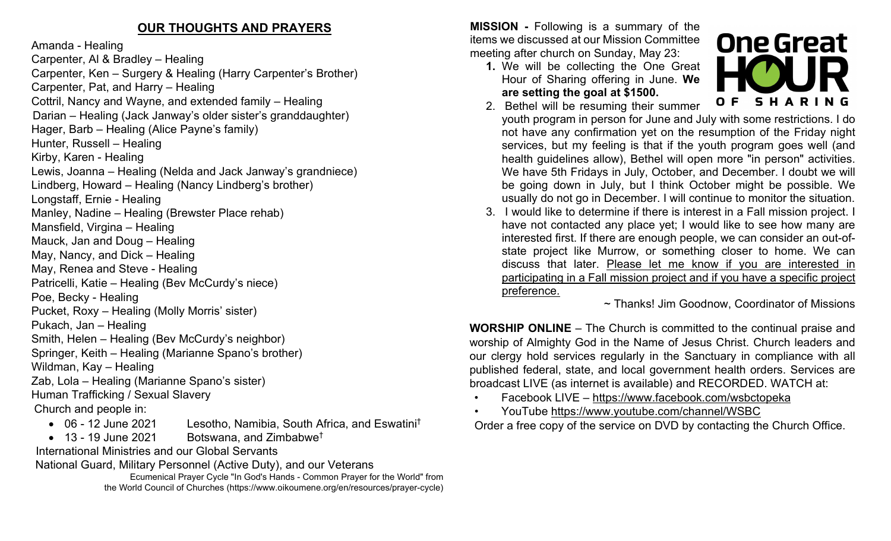## OUR THOUGHTS AND PRAYERS

Amanda - Healing
Carpenter, Al & Bradley – Healing
Carpenter, Ken – Surgery & Healing (Harry Carpenter's Brother)
Carpenter, Pat, and Harry – Healing
Cottril, Nancy and Wayne, and extended family – Healing
Darian – Healing (Jack Janway's older sister's granddaughter)
Hager, Barb – Healing (Alice Payne's family)
Hunter, Russell – Healing
Kirby, Karen - Healing
Lewis, Joanna – Healing (Nelda and Jack Janway's grandniece)
Lindberg, Howard – Healing (Nancy Lindberg's brother)
Longstaff, Ernie - Healing
Manley, Nadine – Healing (Brewster Place rehab)
Mansfield, Virgina – Healing
Mauck, Jan and Doug – Healing
May, Nancy, and Dick – Healing
May, Renea and Steve - Healing
Patricelli, Katie – Healing (Bev McCurdy's niece)
Poe, Becky - Healing
Pucket, Roxy – Healing (Molly Morris' sister)
Pukach, Jan – Healing
Smith, Helen – Healing (Bev McCurdy's neighbor)
Springer, Keith – Healing (Marianne Spano's brother)
Wildman, Kay – Healing
Zab, Lola – Healing (Marianne Spano's sister)
Human Trafficking / Sexual Slavery
Church and people in:

- 06 - 12 June 2021 Lesotho, Namibia, South Africa, and Eswatini†
- 13 - 19 June 2021 Botswana, and Zimbabwe†

International Ministries and our Global Servants
National Guard, Military Personnel (Active Duty), and our Veterans

Ecumenical Prayer Cycle "In God's Hands - Common Prayer for the World" from the World Council of Churches (https://www.oikoumene.org/en/resources/prayer-cycle)

**MISSION -** Following is a summary of the items we discussed at our Mission Committee meeting after church on Sunday, May 23:

One Great HOUR OF SHARING

1. We will be collecting the One Great Hour of Sharing offering in June. **We are setting the goal at $1500.**
2. Bethel will be resuming their summer youth program in person for June and July with some restrictions. I do not have any confirmation yet on the resumption of the Friday night services, but my feeling is that if the youth program goes well (and health guidelines allow), Bethel will open more "in person" activities. We have 5th Fridays in July, October, and December. I doubt we will be going down in July, but I think October might be possible. We usually do not go in December. I will continue to monitor the situation.
3. I would like to determine if there is interest in a Fall mission project. I have not contacted any place yet; I would like to see how many are interested first. If there are enough people, we can consider an out-of-state project like Murrow, or something closer to home. We can discuss that later. Please let me know if you are interested in participating in a Fall mission project and if you have a specific project preference.

~ Thanks! Jim Goodnow, Coordinator of Missions

**WORSHIP ONLINE** – The Church is committed to the continual praise and worship of Almighty God in the Name of Jesus Christ. Church leaders and our clergy hold services regularly in the Sanctuary in compliance with all published federal, state, and local government health orders. Services are broadcast LIVE (as internet is available) and RECORDED. WATCH at:

- Facebook LIVE – https://www.facebook.com/wsbctopeka
- YouTube https://www.youtube.com/channel/WSBC

Order a free copy of the service on DVD by contacting the Church Office.